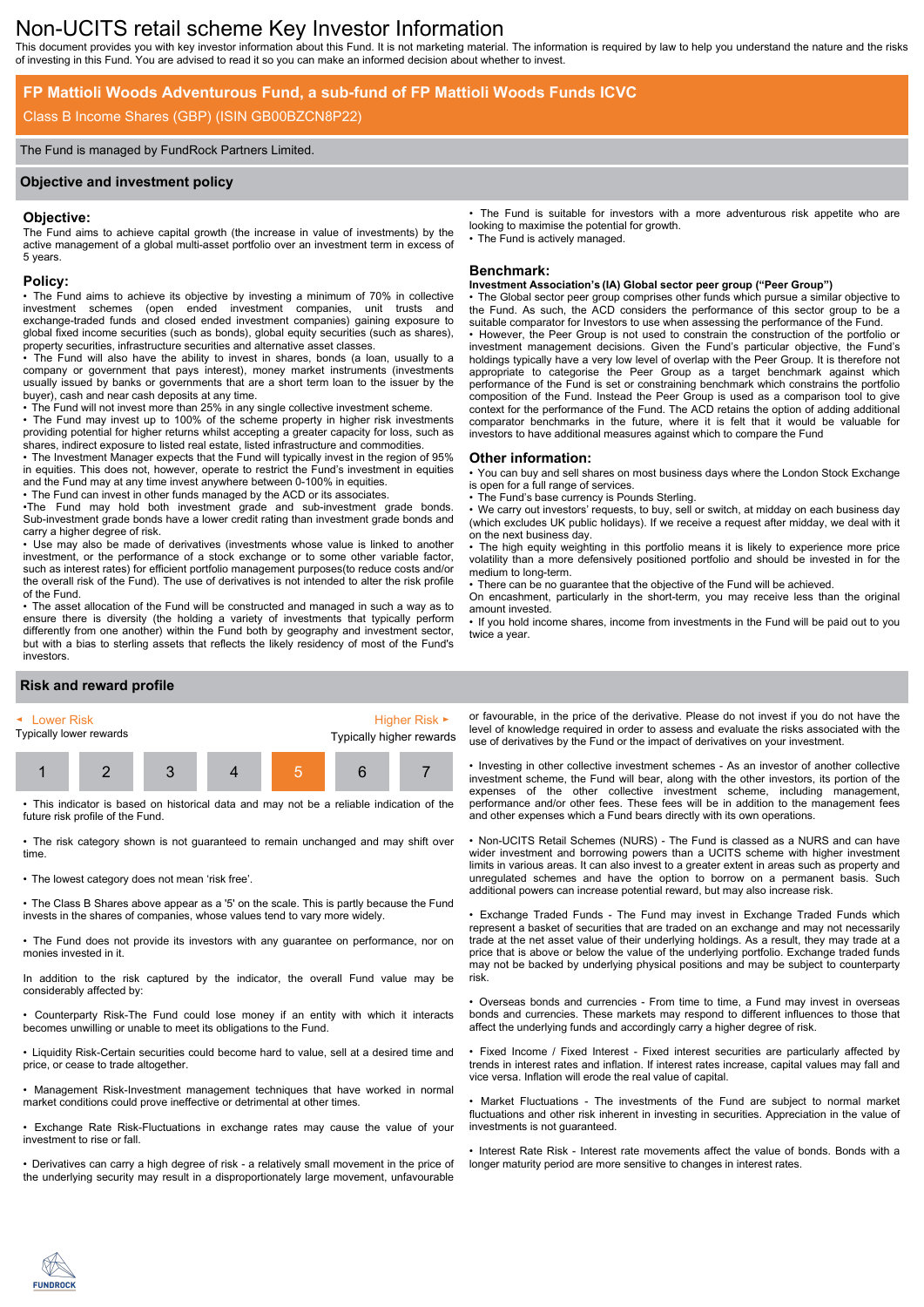# Non-UCITS retail scheme Key Investor Information

This document provides you with key investor information about this Fund. It is not marketing material. The information is required by law to help you understand the nature and the risks of investing in this Fund. You are advised to read it so you can make an informed decision about whether to invest.

## FP Mattioli Woods Adventurous Fund, a sub-fund of FP Mattioli Woods Funds ICVC

Class B Income Shares (GBP) (ISIN GB00BZCN8P22)

The Fund is managed by FundRock Partners Limited.

## Objective and investment policy

### Objective:

The Fund aims to achieve capital growth (the increase in value of investments) by the active management of a global multi-asset portfolio over an investment term in excess of 5 years.

### Policy:

- The Fund aims to achieve its objective by investing a minimum of 70% in collective investment schemes (open ended investment companies, unit trusts and exchange-traded funds and closed ended investment companies) gaining exposure to global fixed income securities (such as bonds), global equity securities (such as shares), property securities, infrastructure securities and alternative asset classes.
- The Fund will also have the ability to invest in shares, bonds (a loan, usually to a company or government that pays interest), money market instruments (investments usually issued by banks or governments that are a short term loan to the issuer by the buyer), cash and near cash deposits at any time.
- The Fund will not invest more than 25% in any single collective investment scheme.
- The Fund may invest up to 100% of the scheme property in higher risk investments providing potential for higher returns whilst accepting a greater capacity for loss, such as shares, indirect exposure to listed real estate, listed infrastructure and commodities.
- The Investment Manager expects that the Fund will typically invest in the region of 95% in equities. This does not, however, operate to restrict the Fund's investment in equities and the Fund may at any time invest anywhere between 0-100% in equities.
- The Fund can invest in other funds managed by the ACD or its associates.
- The Fund may hold both investment grade and sub-investment grade bonds. Sub-investment grade bonds have a lower credit rating than investment grade bonds and carry a higher degree of risk.
- Use may also be made of derivatives (investments whose value is linked to another investment, or the performance of a stock exchange or to some other variable factor, such as interest rates) for efficient portfolio management purposes(to reduce costs and/or the overall risk of the Fund). The use of derivatives is not intended to alter the risk profile of the Fund.
- The asset allocation of the Fund will be constructed and managed in such a way as to ensure there is diversity (the holding a variety of investments that typically perform differently from one another) within the Fund both by geography and investment sector, but with a bias to sterling assets that reflects the likely residency of most of the Fund's investors.
- The Fund is suitable for investors with a more adventurous risk appetite who are looking to maximise the potential for growth.
- The Fund is actively managed.

### Benchmark:

**Investment Association's (IA) Global sector peer group ("Peer Group")**

- The Global sector peer group comprises other funds which pursue a similar objective to the Fund. As such, the ACD considers the performance of this sector group to be a suitable comparator for Investors to use when assessing the performance of the Fund.
- However, the Peer Group is not used to constrain the construction of the portfolio or investment management decisions. Given the Fund's particular objective, the Fund's holdings typically have a very low level of overlap with the Peer Group. It is therefore not appropriate to categorise the Peer Group as a target benchmark against which performance of the Fund is set or constraining benchmark which constrains the portfolio composition of the Fund. Instead the Peer Group is used as a comparison tool to give context for the performance of the Fund. The ACD retains the option of adding additional comparator benchmarks in the future, where it is felt that it would be valuable for investors to have additional measures against which to compare the Fund

### Other information:

- You can buy and sell shares on most business days where the London Stock Exchange is open for a full range of services.
- The Fund's base currency is Pounds Sterling.
- We carry out investors' requests, to buy, sell or switch, at midday on each business day (which excludes UK public holidays). If we receive a request after midday, we deal with it on the next business day.
- The high equity weighting in this portfolio means it is likely to experience more price volatility than a more defensively positioned portfolio and should be invested in for the medium to long-term.
- There can be no guarantee that the objective of the Fund will be achieved.

On encashment, particularly in the short-term, you may receive less than the original amount invested.

- If you hold income shares, income from investments in the Fund will be paid out to you twice a year.

## Risk and reward profile

| ◄ Lower Risk<br>Typically lower rewards | | | | | | Higher Risk ►<br>Typically higher rewards |
|---|---|---|---|---|---|---|
| 1 | 2 | 3 | 4 | **5** | 6 | 7 |

- This indicator is based on historical data and may not be a reliable indication of the future risk profile of the Fund.
- The risk category shown is not guaranteed to remain unchanged and may shift over time.
- The lowest category does not mean 'risk free'.
- The Class B Shares above appear as a '5' on the scale. This is partly because the Fund invests in the shares of companies, whose values tend to vary more widely.
- The Fund does not provide its investors with any guarantee on performance, nor on monies invested in it.

In addition to the risk captured by the indicator, the overall Fund value may be considerably affected by:

- Counterparty Risk-The Fund could lose money if an entity with which it interacts becomes unwilling or unable to meet its obligations to the Fund.
- Liquidity Risk-Certain securities could become hard to value, sell at a desired time and price, or cease to trade altogether.
- Management Risk-Investment management techniques that have worked in normal market conditions could prove ineffective or detrimental at other times.
- Exchange Rate Risk-Fluctuations in exchange rates may cause the value of your investment to rise or fall.
- Derivatives can carry a high degree of risk - a relatively small movement in the price of the underlying security may result in a disproportionately large movement, unfavourable or favourable, in the price of the derivative. Please do not invest if you do not have the level of knowledge required in order to assess and evaluate the risks associated with the use of derivatives by the Fund or the impact of derivatives on your investment.
- Investing in other collective investment schemes - As an investor of another collective investment scheme, the Fund will bear, along with the other investors, its portion of the expenses of the other collective investment scheme, including management, performance and/or other fees. These fees will be in addition to the management fees and other expenses which a Fund bears directly with its own operations.
- Non-UCITS Retail Schemes (NURS) - The Fund is classed as a NURS and can have wider investment and borrowing powers than a UCITS scheme with higher investment limits in various areas. It can also invest to a greater extent in areas such as property and unregulated schemes and have the option to borrow on a permanent basis. Such additional powers can increase potential reward, but may also increase risk.
- Exchange Traded Funds - The Fund may invest in Exchange Traded Funds which represent a basket of securities that are traded on an exchange and may not necessarily trade at the net asset value of their underlying holdings. As a result, they may trade at a price that is above or below the value of the underlying portfolio. Exchange traded funds may not be backed by underlying physical positions and may be subject to counterparty risk.
- Overseas bonds and currencies - From time to time, a Fund may invest in overseas bonds and currencies. These markets may respond to different influences to those that affect the underlying funds and accordingly carry a higher degree of risk.
- Fixed Income / Fixed Interest - Fixed interest securities are particularly affected by trends in interest rates and inflation. If interest rates increase, capital values may fall and vice versa. Inflation will erode the real value of capital.
- Market Fluctuations - The investments of the Fund are subject to normal market fluctuations and other risk inherent in investing in securities. Appreciation in the value of investments is not guaranteed.
- Interest Rate Risk - Interest rate movements affect the value of bonds. Bonds with a longer maturity period are more sensitive to changes in interest rates.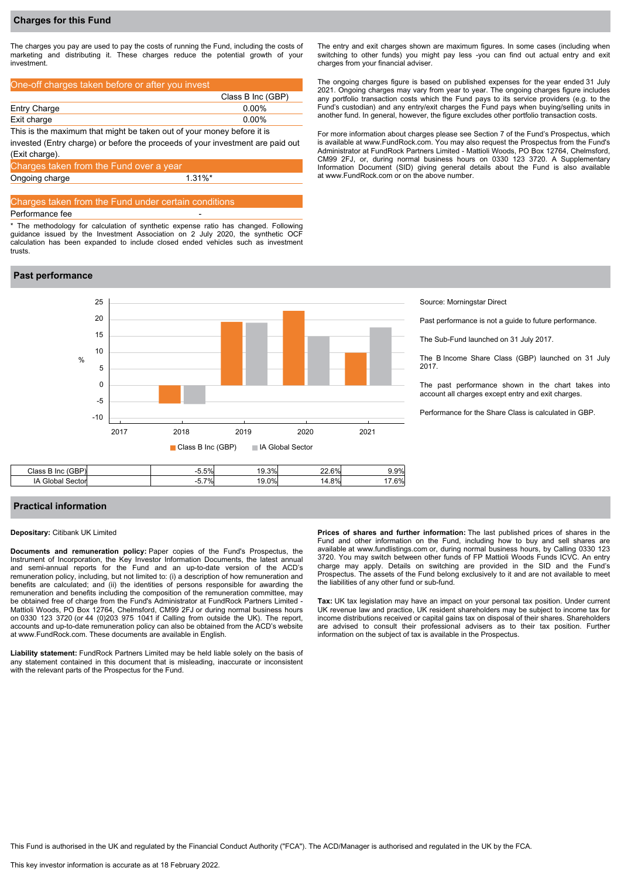## Charges for this Fund

The charges you pay are used to pay the costs of running the Fund, including the costs of marketing and distributing it. These charges reduce the potential growth of your investment.

| One-off charges taken before or after you invest | |
|---|---|
| | Class B Inc (GBP) |
| Entry Charge | 0.00% |
| Exit charge | 0.00% |

This is the maximum that might be taken out of your money before it is invested (Entry charge) or before the proceeds of your investment are paid out (Exit charge).

| Charges taken from the Fund over a year | |
|---|---|
| Ongoing charge | 1.31%* |

| Charges taken from the Fund under certain conditions | |
|---|---|
| Performance fee | - |

* The methodology for calculation of synthetic expense ratio has changed. Following guidance issued by the Investment Association on 2 July 2020, the synthetic OCF calculation has been expanded to include closed ended vehicles such as investment trusts.

The entry and exit charges shown are maximum figures. In some cases (including when switching to other funds) you might pay less -you can find out actual entry and exit charges from your financial adviser.

The ongoing charges figure is based on published expenses for the year ended 31 July 2021. Ongoing charges may vary from year to year. The ongoing charges figure includes any portfolio transaction costs which the Fund pays to its service providers (e.g. to the Fund's custodian) and any entry/exit charges the Fund pays when buying/selling units in another fund. In general, however, the figure excludes other portfolio transaction costs.

For more information about charges please see Section 7 of the Fund's Prospectus, which is available at www.FundRock.com. You may also request the Prospectus from the Fund's Administrator at FundRock Partners Limited - Mattioli Woods, PO Box 12764, Chelmsford, CM99 2FJ, or, during normal business hours on 0330 123 3720. A Supplementary Information Document (SID) giving general details about the Fund is also available at www.FundRock.com or on the above number.

## Past performance

25
20
15
10
5
0
-5
-10
%
2017
2018
2019
2020
2021
Class B Inc (GBP)
IA Global Sector

| | | 2018 | 2019 | 2020 | 2021 |
|---|---|---|---|---|---|
| Class B Inc (GBP) | | -5.5% | 19.3% | 22.6% | 9.9% |
| IA Global Sector | | -5.7% | 19.0% | 14.8% | 17.6% |

Source: Morningstar Direct

Past performance is not a guide to future performance.

The Sub-Fund launched on 31 July 2017.

The B Income Share Class (GBP) launched on 31 July 2017.

The past performance shown in the chart takes into account all charges except entry and exit charges.

Performance for the Share Class is calculated in GBP.

## Practical information

**Depositary:** Citibank UK Limited

**Documents and remuneration policy:** Paper copies of the Fund's Prospectus, the Instrument of Incorporation, the Key Investor Information Documents, the latest annual and semi-annual reports for the Fund and an up-to-date version of the ACD's remuneration policy, including, but not limited to: (i) a description of how remuneration and benefits are calculated; and (ii) the identities of persons responsible for awarding the remuneration and benefits including the composition of the remuneration committee, may be obtained free of charge from the Fund's Administrator at FundRock Partners Limited - Mattioli Woods, PO Box 12764, Chelmsford, CM99 2FJ or during normal business hours on 0330 123 3720 (or 44 (0)203 975 1041 if Calling from outside the UK). The report, accounts and up-to-date remuneration policy can also be obtained from the ACD's website at www.FundRock.com. These documents are available in English.

**Liability statement:** FundRock Partners Limited may be held liable solely on the basis of any statement contained in this document that is misleading, inaccurate or inconsistent with the relevant parts of the Prospectus for the Fund.

**Prices of shares and further information:** The last published prices of shares in the Fund and other information on the Fund, including how to buy and sell shares are available at www.fundlistings.com or, during normal business hours, by Calling 0330 123 3720. You may switch between other funds of FP Mattioli Woods Funds ICVC. An entry charge may apply. Details on switching are provided in the SID and the Fund's Prospectus. The assets of the Fund belong exclusively to it and are not available to meet the liabilities of any other fund or sub-fund.

**Tax:** UK tax legislation may have an impact on your personal tax position. Under current UK revenue law and practice, UK resident shareholders may be subject to income tax for income distributions received or capital gains tax on disposal of their shares. Shareholders are advised to consult their professional advisers as to their tax position. Further information on the subject of tax is available in the Prospectus.

This Fund is authorised in the UK and regulated by the Financial Conduct Authority ("FCA"). The ACD/Manager is authorised and regulated in the UK by the FCA.

This key investor information is accurate as at 18 February 2022.